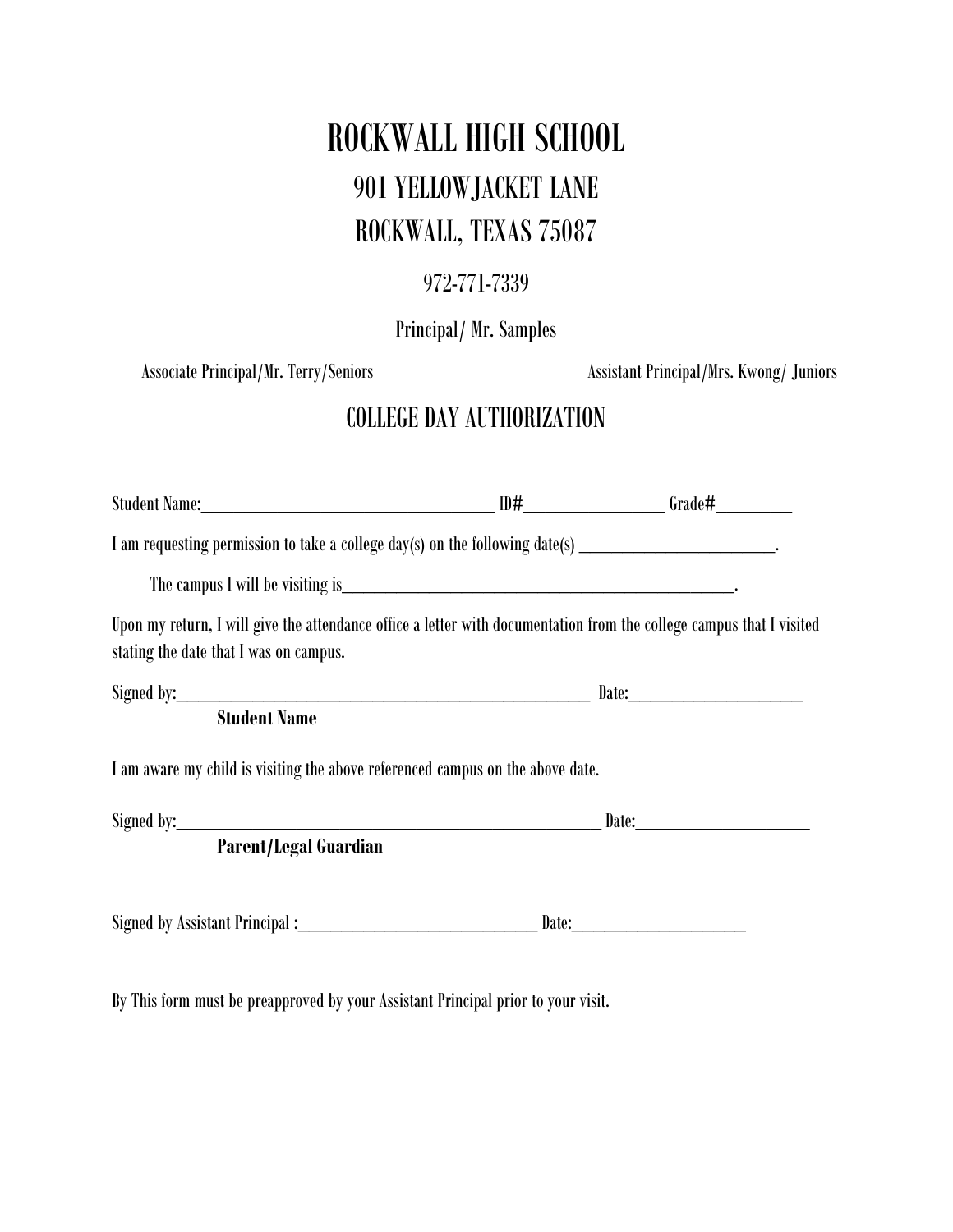# ROCKWALL HIGH SCHOOL

## 901 YELLOWJACKET LANE

## ROCKWALL, TEXAS 75087

972-771-7339

Principal/ Mr. Samples

Associate Principal/Mr. Terry/Seniors

Assistant Principal/Mrs. Kwong/ Juniors

## COLLEGE DAY AUTHORIZATION

Student Name:____________________________________ ID#_________________ Grade#_________

I am requesting permission to take a college day(s) on the following date(s) ________________________.

The campus I will be visiting is__________________________________________________.

Upon my return, I will give the attendance office a letter with documentation from the college campus that I visited stating the date that I was on campus.

Signed by:____________________________________________________ Date:______________________

**Student Name**

I am aware my child is visiting the above referenced campus on the above date.

Signed by:_____________________________________________________ Date:______________________

**Parent/Legal Guardian**

Signed by Assistant Principal :______________________________ Date:______________________

By This form must be preapproved by your Assistant Principal prior to your visit.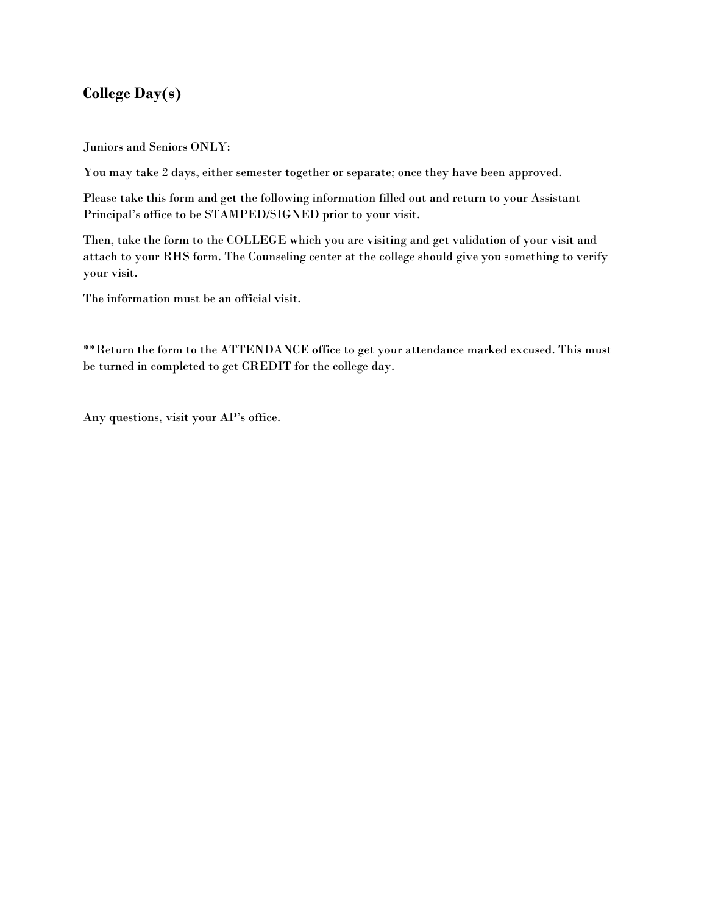## College Day(s)

Juniors and Seniors ONLY:

You may take 2 days, either semester together or separate; once they have been approved.

Please take this form and get the following information filled out and return to your Assistant Principal's office to be STAMPED/SIGNED prior to your visit.

Then, take the form to the COLLEGE which you are visiting and get validation of your visit and attach to your RHS form. The Counseling center at the college should give you something to verify your visit.

The information must be an official visit.

**Return the form to the ATTENDANCE office to get your attendance marked excused. This must be turned in completed to get CREDIT for the college day.

Any questions, visit your AP's office.